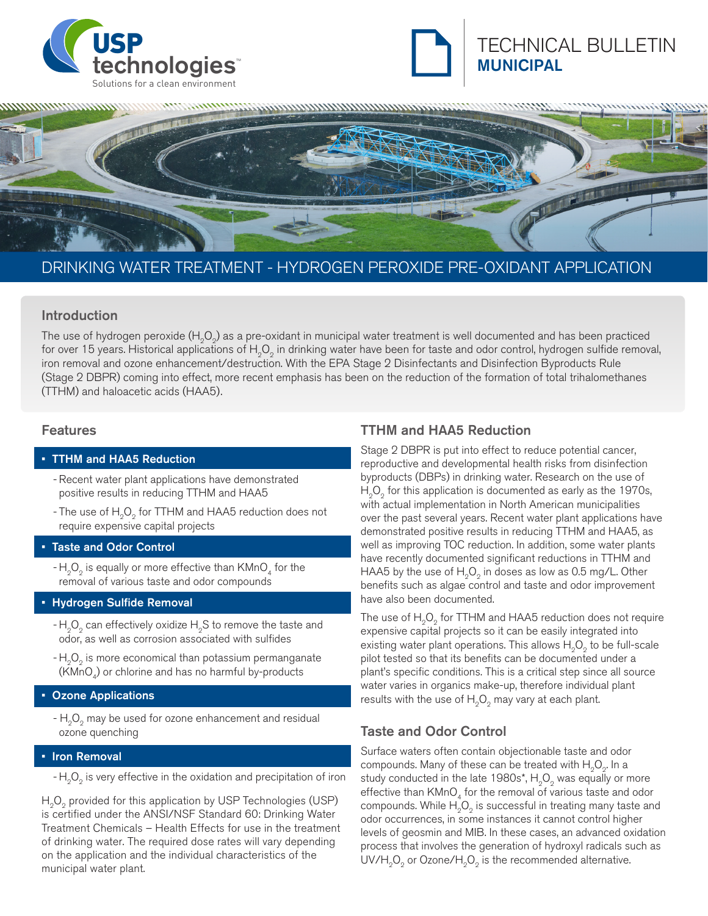USP technologies™
Solutions for a clean environment

# TECHNICAL BULLETIN
## MUNICIPAL

# DRINKING WATER TREATMENT - HYDROGEN PEROXIDE PRE-OXIDANT APPLICATION

## Introduction

The use of hydrogen peroxide ($H_2O_2$) as a pre-oxidant in municipal water treatment is well documented and has been practiced for over 15 years. Historical applications of $H_2O_2$ in drinking water have been for taste and odor control, hydrogen sulfide removal, iron removal and ozone enhancement/destruction. With the EPA Stage 2 Disinfectants and Disinfection Byproducts Rule (Stage 2 DBPR) coming into effect, more recent emphasis has been on the reduction of the formation of total trihalomethanes (TTHM) and haloacetic acids (HAA5).

## Features

- **TTHM and HAA5 Reduction**
  - Recent water plant applications have demonstrated positive results in reducing TTHM and HAA5
  - The use of $H_2O_2$ for TTHM and HAA5 reduction does not require expensive capital projects
- **Taste and Odor Control**
  - $H_2O_2$ is equally or more effective than $KMnO_4$ for the removal of various taste and odor compounds
- **Hydrogen Sulfide Removal**
  - $H_2O_2$ can effectively oxidize $H_2S$ to remove the taste and odor, as well as corrosion associated with sulfides
  - $H_2O_2$ is more economical than potassium permanganate ($KMnO_4$) or chlorine and has no harmful by-products
- **Ozone Applications**
  - $H_2O_2$ may be used for ozone enhancement and residual ozone quenching
- **Iron Removal**
  - $H_2O_2$ is very effective in the oxidation and precipitation of iron

$H_2O_2$ provided for this application by USP Technologies (USP) is certified under the ANSI/NSF Standard 60: Drinking Water Treatment Chemicals – Health Effects for use in the treatment of drinking water. The required dose rates will vary depending on the application and the individual characteristics of the municipal water plant.

## TTHM and HAA5 Reduction

Stage 2 DBPR is put into effect to reduce potential cancer, reproductive and developmental health risks from disinfection byproducts (DBPs) in drinking water. Research on the use of $H_2O_2$ for this application is documented as early as the 1970s, with actual implementation in North American municipalities over the past several years. Recent water plant applications have demonstrated positive results in reducing TTHM and HAA5, as well as improving TOC reduction. In addition, some water plants have recently documented significant reductions in TTHM and HAA5 by the use of $H_2O_2$ in doses as low as 0.5 mg/L. Other benefits such as algae control and taste and odor improvement have also been documented.

The use of $H_2O_2$ for TTHM and HAA5 reduction does not require expensive capital projects so it can be easily integrated into existing water plant operations. This allows $H_2O_2$ to be full-scale pilot tested so that its benefits can be documented under a plant's specific conditions. This is a critical step since all source water varies in organics make-up, therefore individual plant results with the use of $H_2O_2$ may vary at each plant.

## Taste and Odor Control

Surface waters often contain objectionable taste and odor compounds. Many of these can be treated with $H_2O_2$. In a study conducted in the late 1980s*, $H_2O_2$ was equally or more effective than $KMnO_4$ for the removal of various taste and odor compounds. While $H_2O_2$ is successful in treating many taste and odor occurrences, in some instances it cannot control higher levels of geosmin and MIB. In these cases, an advanced oxidation process that involves the generation of hydroxyl radicals such as $UV/H_2O_2$ or $Ozone/H_2O_2$ is the recommended alternative.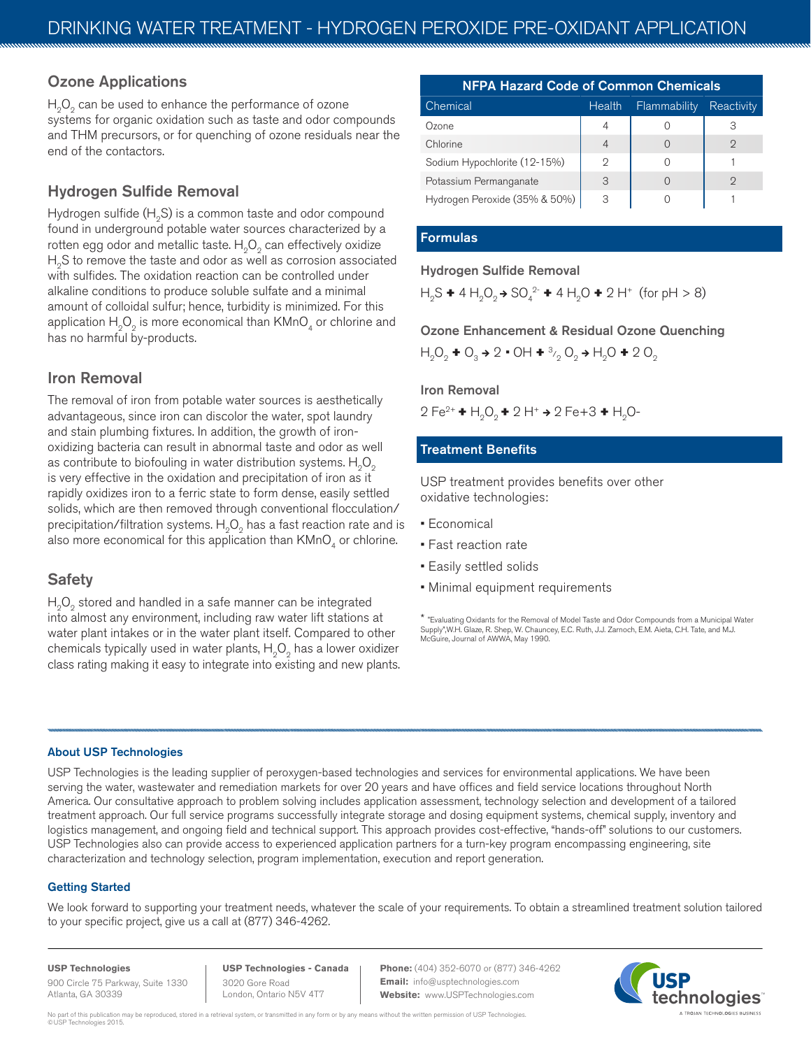# DRINKING WATER TREATMENT - HYDROGEN PEROXIDE PRE-OXIDANT APPLICATION

## Ozone Applications

$H_2O_2$ can be used to enhance the performance of ozone systems for organic oxidation such as taste and odor compounds and THM precursors, or for quenching of ozone residuals near the end of the contactors.

## Hydrogen Sulfide Removal

Hydrogen sulfide ($H_2S$) is a common taste and odor compound found in underground potable water sources characterized by a rotten egg odor and metallic taste. $H_2O_2$ can effectively oxidize $H_2S$ to remove the taste and odor as well as corrosion associated with sulfides. The oxidation reaction can be controlled under alkaline conditions to produce soluble sulfate and a minimal amount of colloidal sulfur; hence, turbidity is minimized. For this application $H_2O_2$ is more economical than $KMnO_4$ or chlorine and has no harmful by-products.

## Iron Removal

The removal of iron from potable water sources is aesthetically advantageous, since iron can discolor the water, spot laundry and stain plumbing fixtures. In addition, the growth of iron-oxidizing bacteria can result in abnormal taste and odor as well as contribute to biofouling in water distribution systems. $H_2O_2$ is very effective in the oxidation and precipitation of iron as it rapidly oxidizes iron to a ferric state to form dense, easily settled solids, which are then removed through conventional flocculation/precipitation/filtration systems. $H_2O_2$ has a fast reaction rate and is also more economical for this application than $KMnO_4$ or chlorine.

## Safety

$H_2O_2$ stored and handled in a safe manner can be integrated into almost any environment, including raw water lift stations at water plant intakes or in the water plant itself. Compared to other chemicals typically used in water plants, $H_2O_2$ has a lower oxidizer class rating making it easy to integrate into existing and new plants.

## NFPA Hazard Code of Common Chemicals

| Chemical | Health | Flammability | Reactivity |
|---|---|---|---|
| Ozone | 4 | 0 | 3 |
| Chlorine | 4 | 0 | 2 |
| Sodium Hypochlorite (12-15%) | 2 | 0 | 1 |
| Potassium Permanganate | 3 | 0 | 2 |
| Hydrogen Peroxide (35% & 50%) | 3 | 0 | 1 |

## Formulas

### Hydrogen Sulfide Removal

$H_2S + 4\,H_2O_2 \rightarrow SO_4^{2-} + 4\,H_2O + 2\,H^+$ (for pH > 8)

### Ozone Enhancement & Residual Ozone Quenching

$H_2O_2 + O_3 \rightarrow 2 \cdot OH + {}^{3}/_{2}\,O_2 \rightarrow H_2O + 2\,O_2$

### Iron Removal

$2\,Fe^{2+} + H_2O_2 + 2\,H^+ \rightarrow 2\,Fe{+3} + H_2O{-}$

## Treatment Benefits

USP treatment provides benefits over other oxidative technologies:

- Economical
- Fast reaction rate
- Easily settled solids
- Minimal equipment requirements

* "Evaluating Oxidants for the Removal of Model Taste and Odor Compounds from a Municipal Water Supply",W.H. Glaze, R. Shep, W. Chauncey, E.C. Ruth, J.J. Zarnoch, E.M. Aieta, C.H. Tate, and M.J. McGuire, Journal of AWWA, May 1990.

### About USP Technologies

USP Technologies is the leading supplier of peroxygen-based technologies and services for environmental applications. We have been serving the water, wastewater and remediation markets for over 20 years and have offices and field service locations throughout North America. Our consultative approach to problem solving includes application assessment, technology selection and development of a tailored treatment approach. Our full service programs successfully integrate storage and dosing equipment systems, chemical supply, inventory and logistics management, and ongoing field and technical support. This approach provides cost-effective, "hands-off" solutions to our customers. USP Technologies also can provide access to experienced application partners for a turn-key program encompassing engineering, site characterization and technology selection, program implementation, execution and report generation.

### Getting Started

We look forward to supporting your treatment needs, whatever the scale of your requirements. To obtain a streamlined treatment solution tailored to your specific project, give us a call at (877) 346-4262.

**USP Technologies**
900 Circle 75 Parkway, Suite 1330
Atlanta, GA 30339

**USP Technologies - Canada**
3020 Gore Road
London, Ontario N5V 4T7

**Phone:** (404) 352-6070 or (877) 346-4262
**Email:** info@usptechnologies.com
**Website:** www.USPTechnologies.com

USP technologies™ — A TROJAN TECHNOLOGIES BUSINESS

No part of this publication may be reproduced, stored in a retrieval system, or transmitted in any form or by any means without the written permission of USP Technologies.
©USP Technologies 2015.